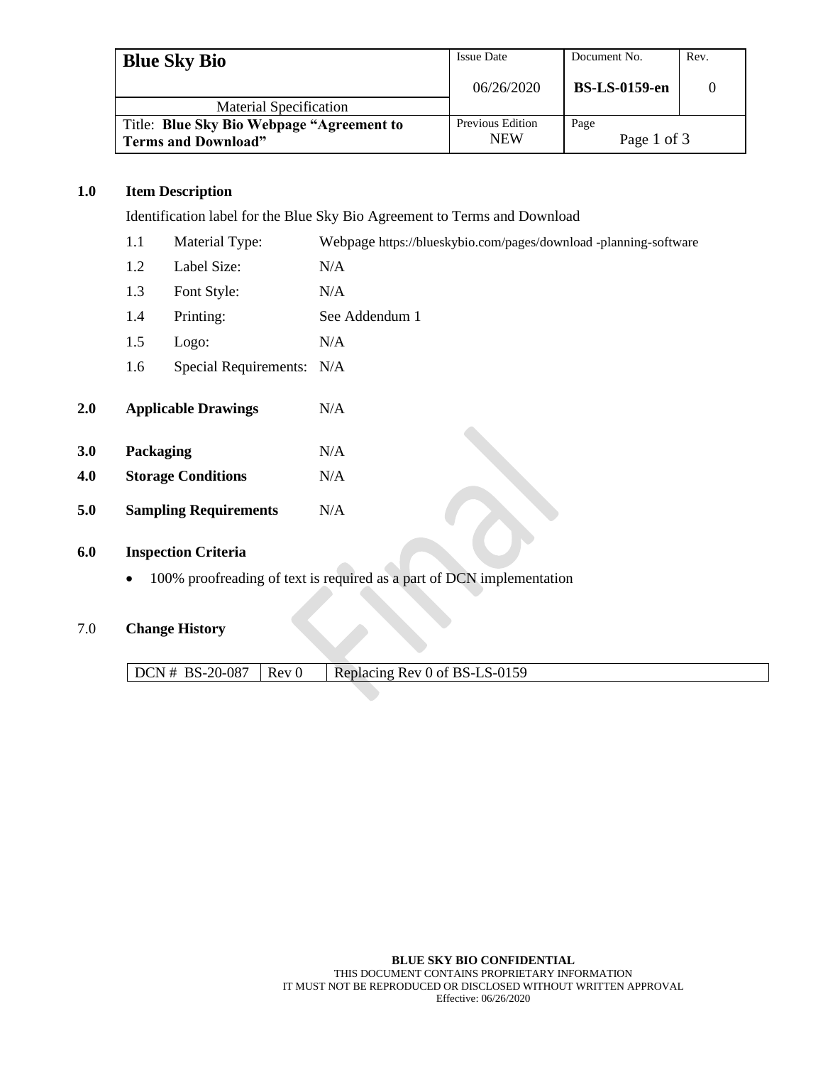| **Blue Sky Bio** | Issue Date | Document No. | Rev. |
|---|---|---|---|
| | 06/26/2020 | **BS-LS-0159-en** | 0 |
| Material Specification | | | |
| Title: **Blue Sky Bio Webpage "Agreement to Terms and Download"** | Previous Edition NEW | Page | |

**1.0 Item Description**

Identification label for the Blue Sky Bio Agreement to Terms and Download

| | | |
|---|---|---|
| 1.1 | Material Type: | Webpage https://blueskybio.com/pages/download -planning-software |
| 1.2 | Label Size: | N/A |
| 1.3 | Font Style: | N/A |
| 1.4 | Printing: | See Addendum 1 |
| 1.5 | Logo: | N/A |
| 1.6 | Special Requirements: | N/A |

**2.0 Applicable Drawings** N/A

**3.0 Packaging** N/A

**4.0 Storage Conditions** N/A

**5.0 Sampling Requirements** N/A

**6.0 Inspection Criteria**

- 100% proofreading of text is required as a part of DCN implementation

7.0 **Change History**

| DCN # BS-20-087 | Rev 0 | Replacing Rev 0 of BS-LS-0159 |
|---|---|---|

**BLUE SKY BIO CONFIDENTIAL**
THIS DOCUMENT CONTAINS PROPRIETARY INFORMATION
IT MUST NOT BE REPRODUCED OR DISCLOSED WITHOUT WRITTEN APPROVAL
Effective: 06/26/2020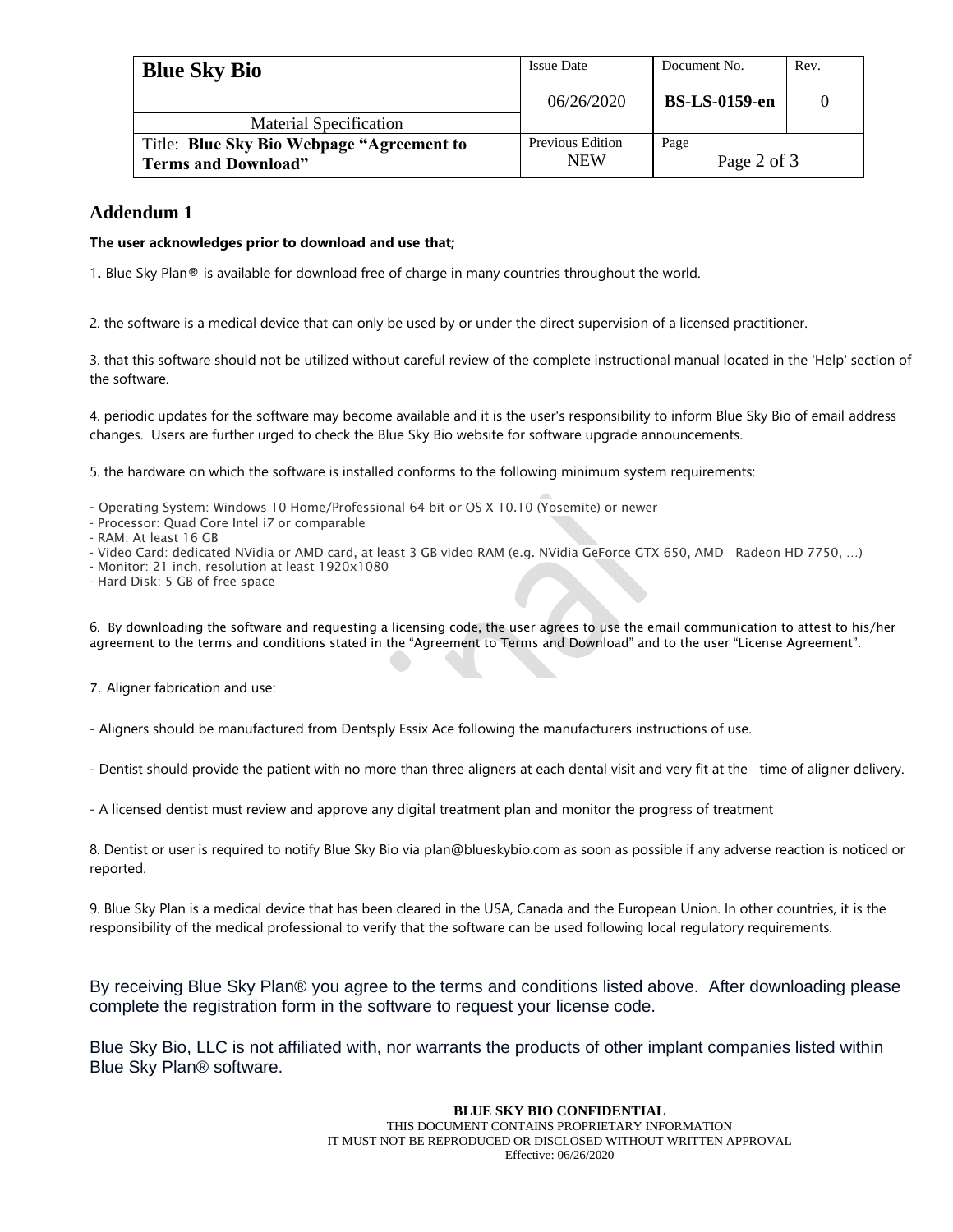## Addendum 1

**The user acknowledges prior to download and use that;**

1. Blue Sky Plan® is available for download free of charge in many countries throughout the world.

2. the software is a medical device that can only be used by or under the direct supervision of a licensed practitioner.

3. that this software should not be utilized without careful review of the complete instructional manual located in the 'Help' section of the software.

4. periodic updates for the software may become available and it is the user's responsibility to inform Blue Sky Bio of email address changes. Users are further urged to check the Blue Sky Bio website for software upgrade announcements.

5. the hardware on which the software is installed conforms to the following minimum system requirements:

- Operating System: Windows 10 Home/Professional 64 bit or OS X 10.10 (Yosemite) or newer
- Processor: Quad Core Intel i7 or comparable
- RAM: At least 16 GB
- Video Card: dedicated NVidia or AMD card, at least 3 GB video RAM (e.g. NVidia GeForce GTX 650, AMD Radeon HD 7750, ...)
- Monitor: 21 inch, resolution at least 1920x1080
- Hard Disk: 5 GB of free space

6. By downloading the software and requesting a licensing code, the user agrees to use the email communication to attest to his/her agreement to the terms and conditions stated in the "Agreement to Terms and Download" and to the user "License Agreement".

7. Aligner fabrication and use:

- Aligners should be manufactured from Dentsply Essix Ace following the manufacturers instructions of use.

- Dentist should provide the patient with no more than three aligners at each dental visit and very fit at the time of aligner delivery.

- A licensed dentist must review and approve any digital treatment plan and monitor the progress of treatment

8. Dentist or user is required to notify Blue Sky Bio via plan@blueskybio.com as soon as possible if any adverse reaction is noticed or reported.

9. Blue Sky Plan is a medical device that has been cleared in the USA, Canada and the European Union. In other countries, it is the responsibility of the medical professional to verify that the software can be used following local regulatory requirements.

By receiving Blue Sky Plan® you agree to the terms and conditions listed above. After downloading please complete the registration form in the software to request your license code.

Blue Sky Bio, LLC is not affiliated with, nor warrants the products of other implant companies listed within Blue Sky Plan® software.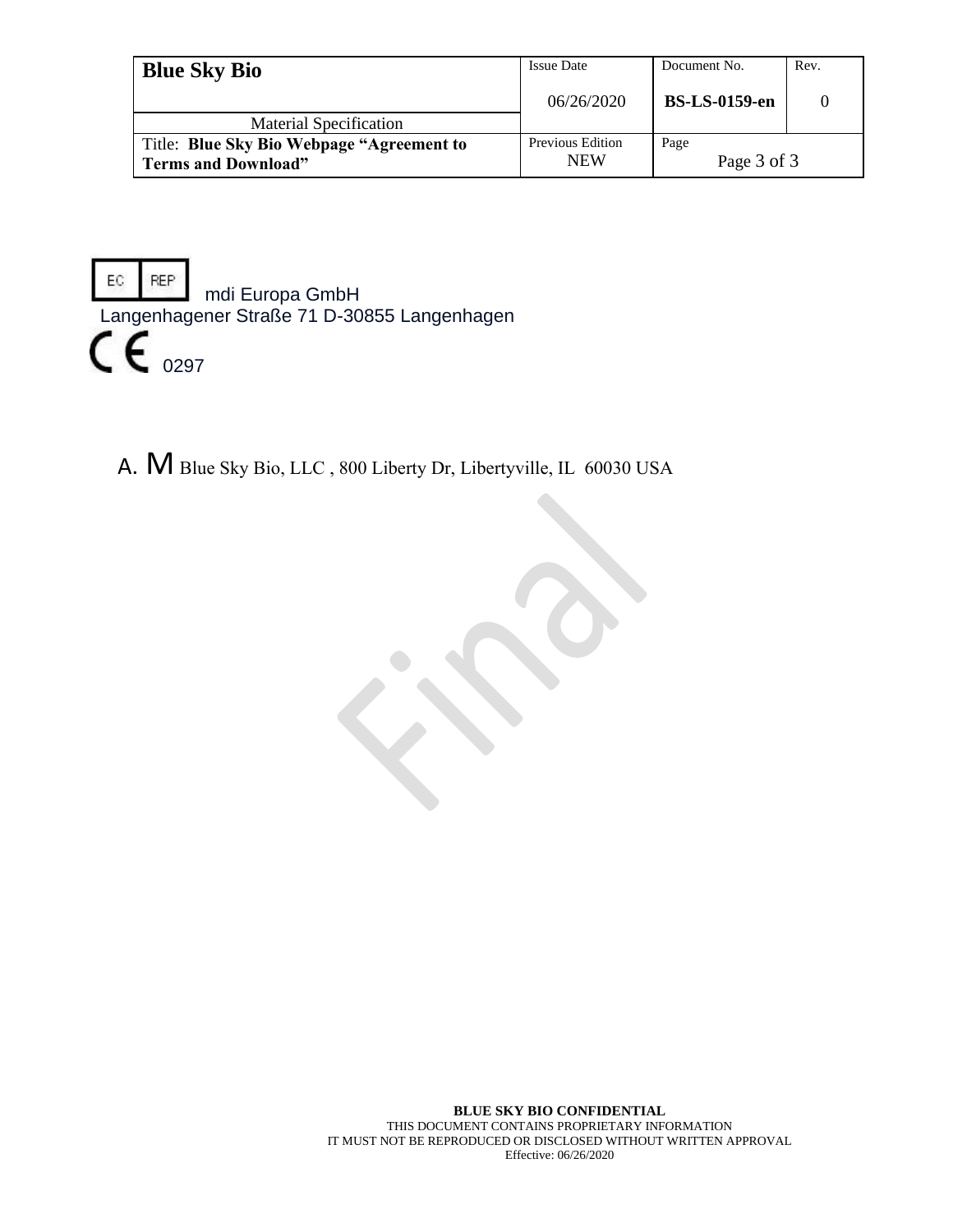EC REP mdi Europa GmbH
Langenhagener Straße 71 D-30855 Langenhagen

CE 0297

A. M Blue Sky Bio, LLC , 800 Liberty Dr, Libertyville, IL 60030 USA